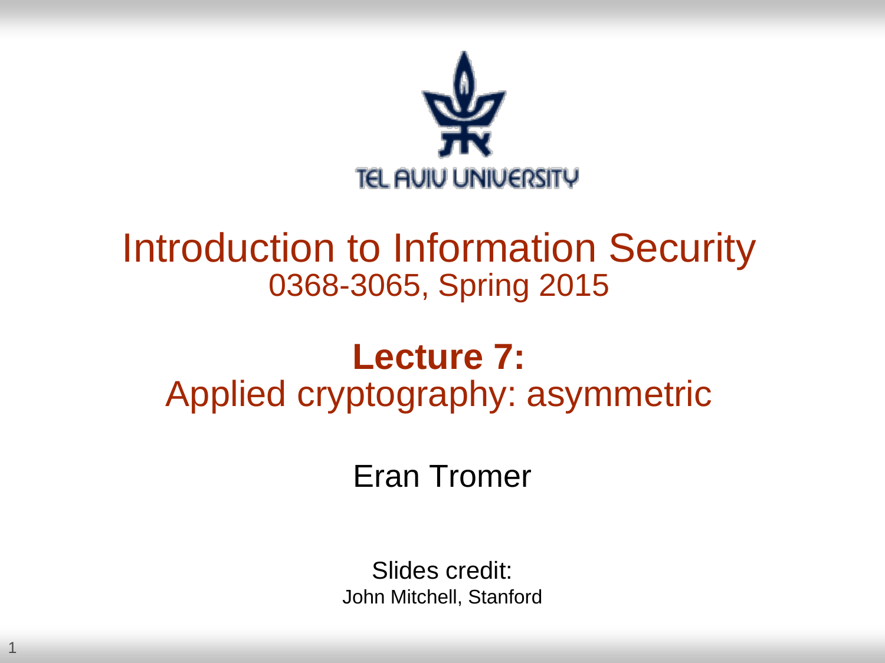TEL AVIV UNIVERSITY

# Introduction to Information Security

0368-3065, Spring 2015

## Lecture 7:

## Applied cryptography: asymmetric

Eran Tromer

Slides credit:

John Mitchell, Stanford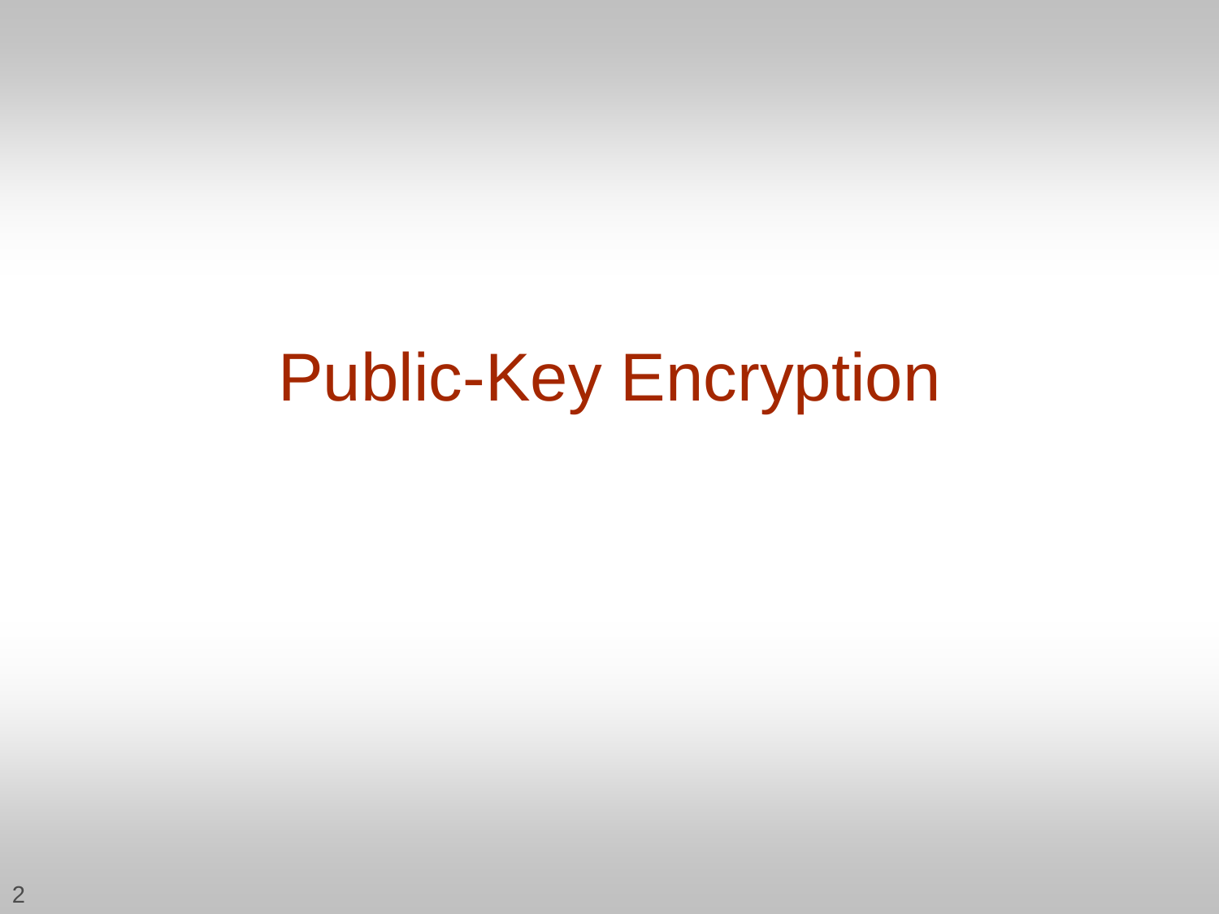# Public-Key Encryption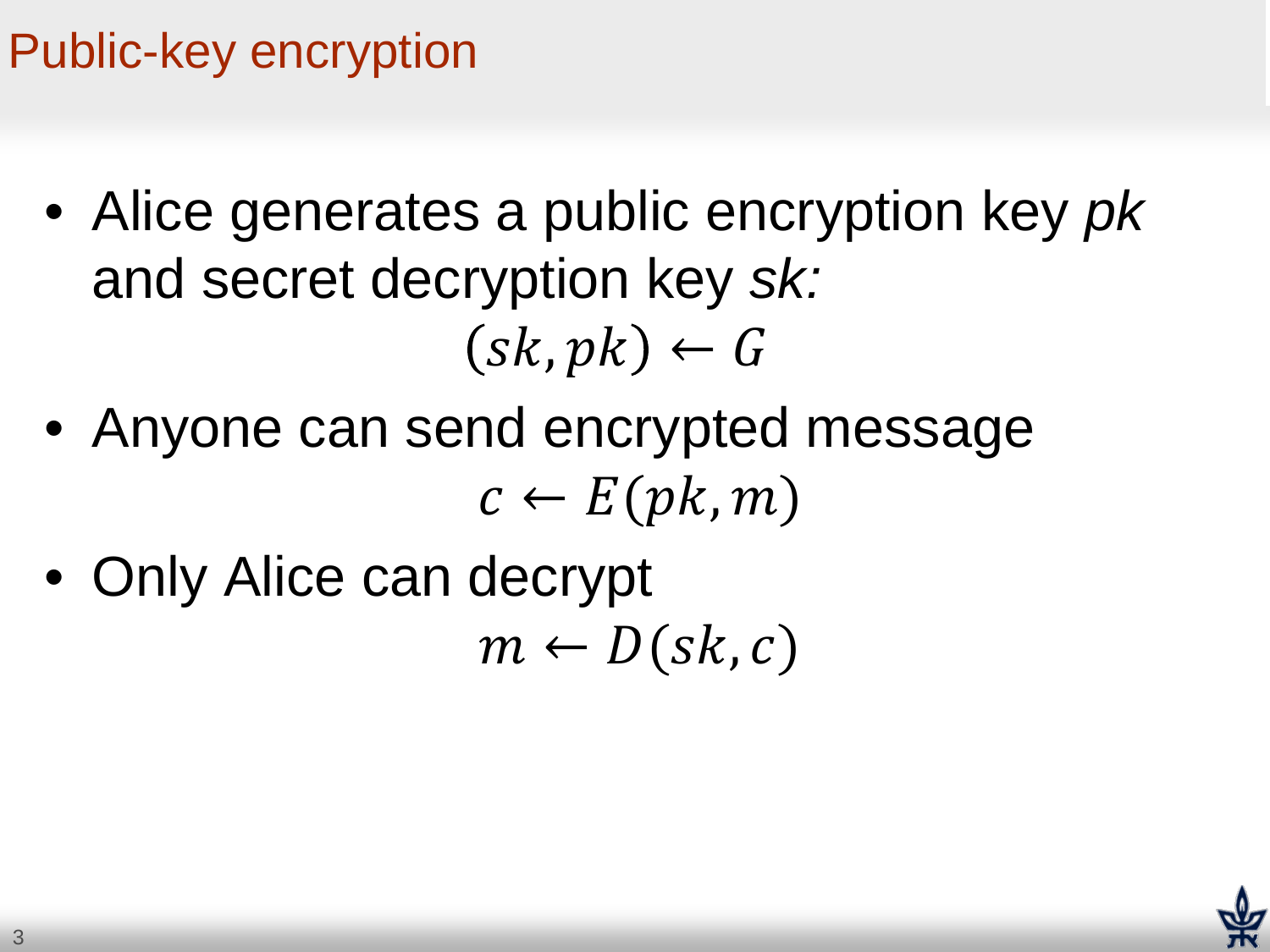# Public-key encryption

- Alice generates a public encryption key *pk* and secret decryption key *sk:*

$$(sk, pk) \leftarrow G$$

- Anyone can send encrypted message

$$c \leftarrow E(pk, m)$$

- Only Alice can decrypt

$$m \leftarrow D(sk, c)$$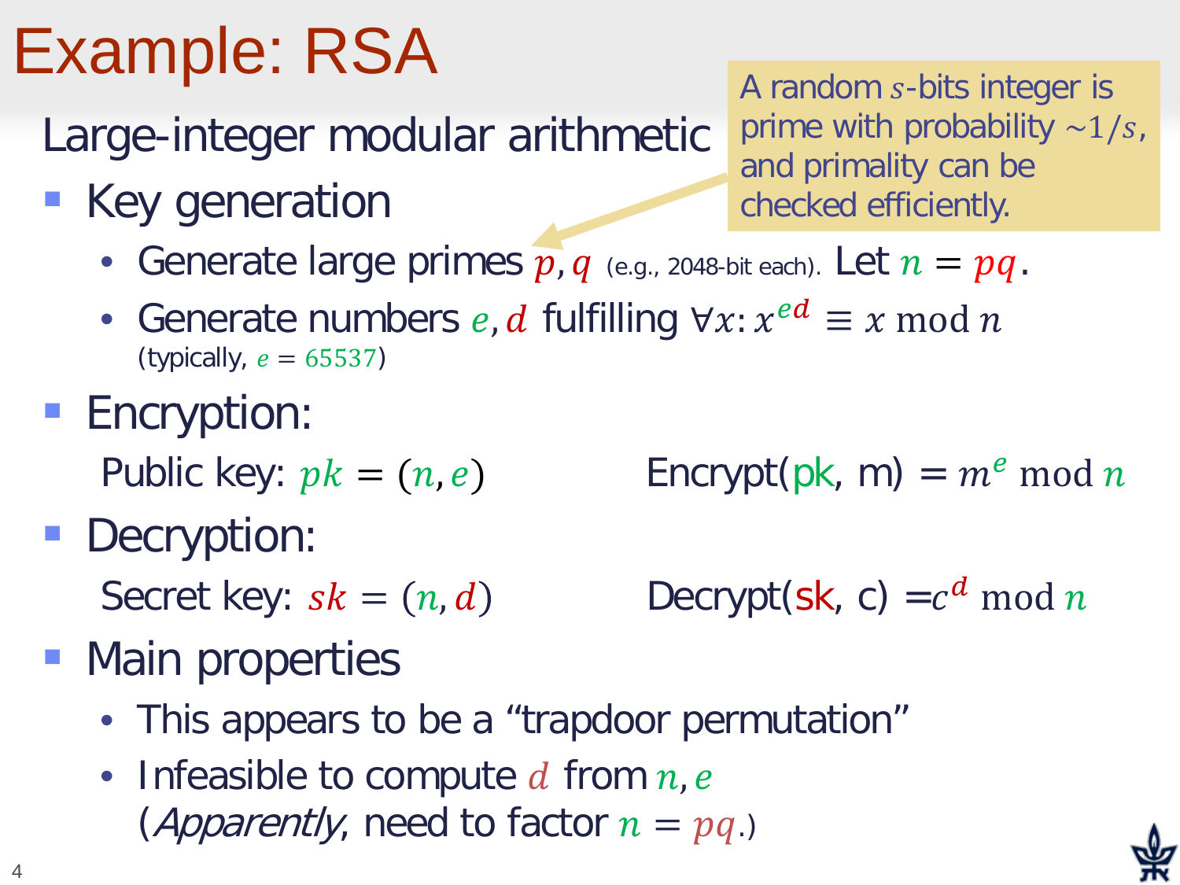# Example: RSA

Large-integer modular arithmetic

> A random $s$-bits integer is prime with probability $\sim 1/s$, and primality can be checked efficiently.

- Key generation
  - Generate large primes $p, q$ (e.g., 2048-bit each). Let $n = pq$.
  - Generate numbers $e, d$ fulfilling $\forall x: x^{ed} \equiv x \bmod n$ (typically, $e = 65537$)
- Encryption:

  Public key: $pk = (n, e)$ Encrypt(pk, m) $= m^e \bmod n$
- Decryption:

  Secret key: $sk = (n, d)$ Decrypt(sk, c) $= c^d \bmod n$
- Main properties
  - This appears to be a "trapdoor permutation"
  - Infeasible to compute $d$ from $n, e$ (*Apparently*, need to factor $n = pq$.)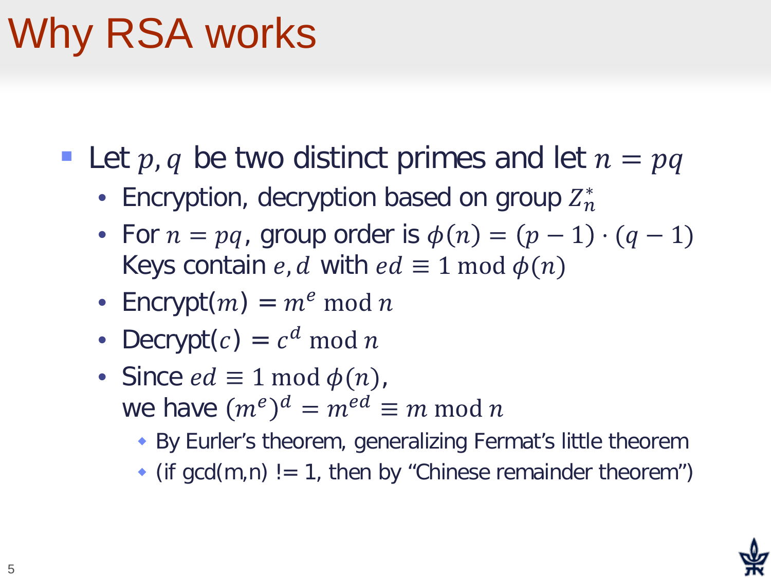# Why RSA works

- Let $p, q$ be two distinct primes and let $n = pq$
  - Encryption, decryption based on group $Z_n^*$
  - For $n = pq$, group order is $\phi(n) = (p-1) \cdot (q-1)$
    Keys contain $e, d$ with $ed \equiv 1 \bmod \phi(n)$
  - Encrypt($m$) $= m^e \bmod n$
  - Decrypt($c$) $= c^d \bmod n$
  - Since $ed \equiv 1 \bmod \phi(n)$,
    we have $(m^e)^d = m^{ed} \equiv m \bmod n$
    - By Eurler's theorem, generalizing Fermat's little theorem
    - (if gcd(m,n) != 1, then by "Chinese remainder theorem")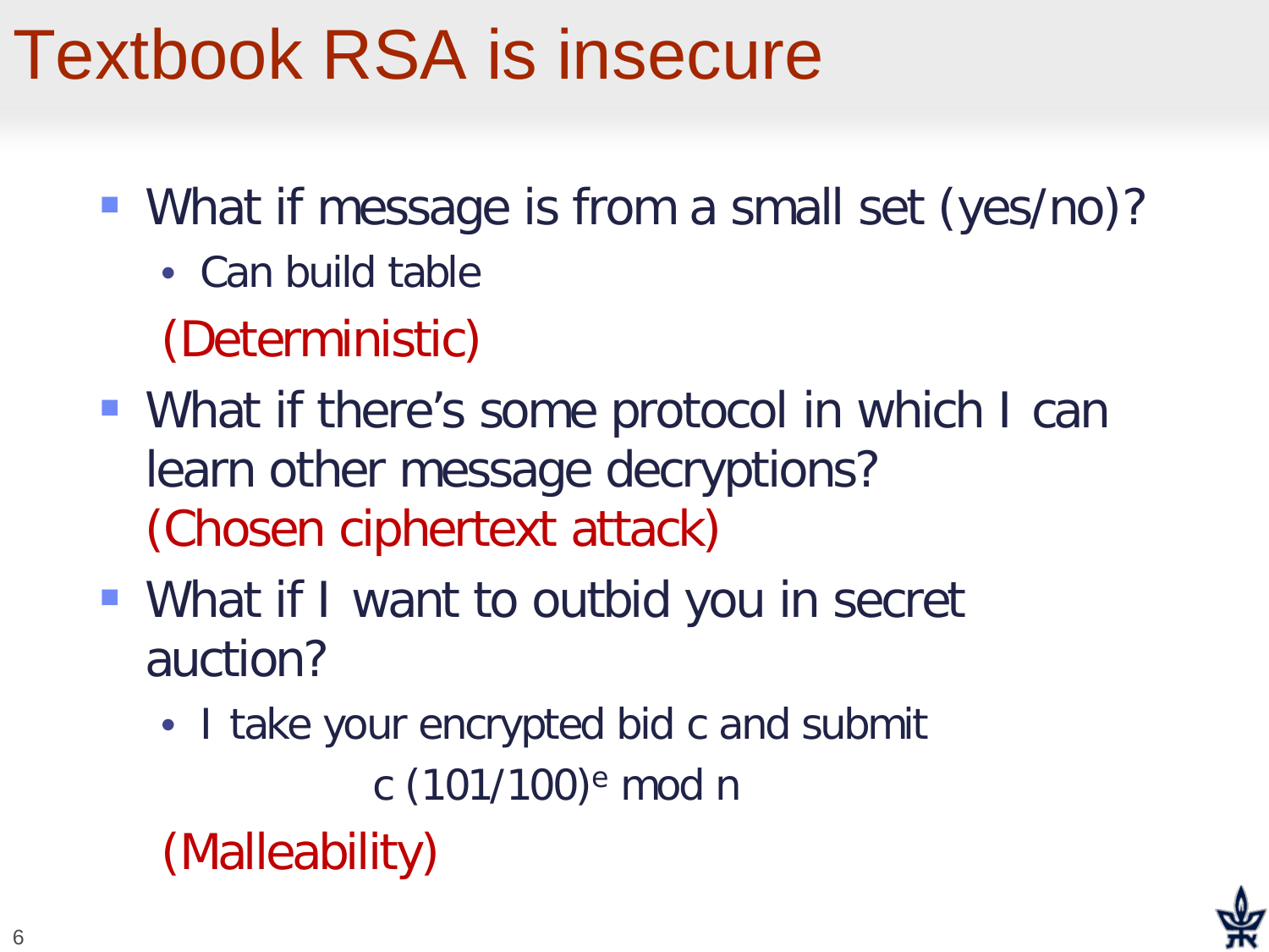# Textbook RSA is insecure

- What if message is from a small set (yes/no)?
  - Can build table

  (Deterministic)

- What if there's some protocol in which I can learn other message decryptions? (Chosen ciphertext attack)

- What if I want to outbid you in secret auction?
  - I take your encrypted bid c and submit

$$c\,(101/100)^e \bmod n$$

  (Malleability)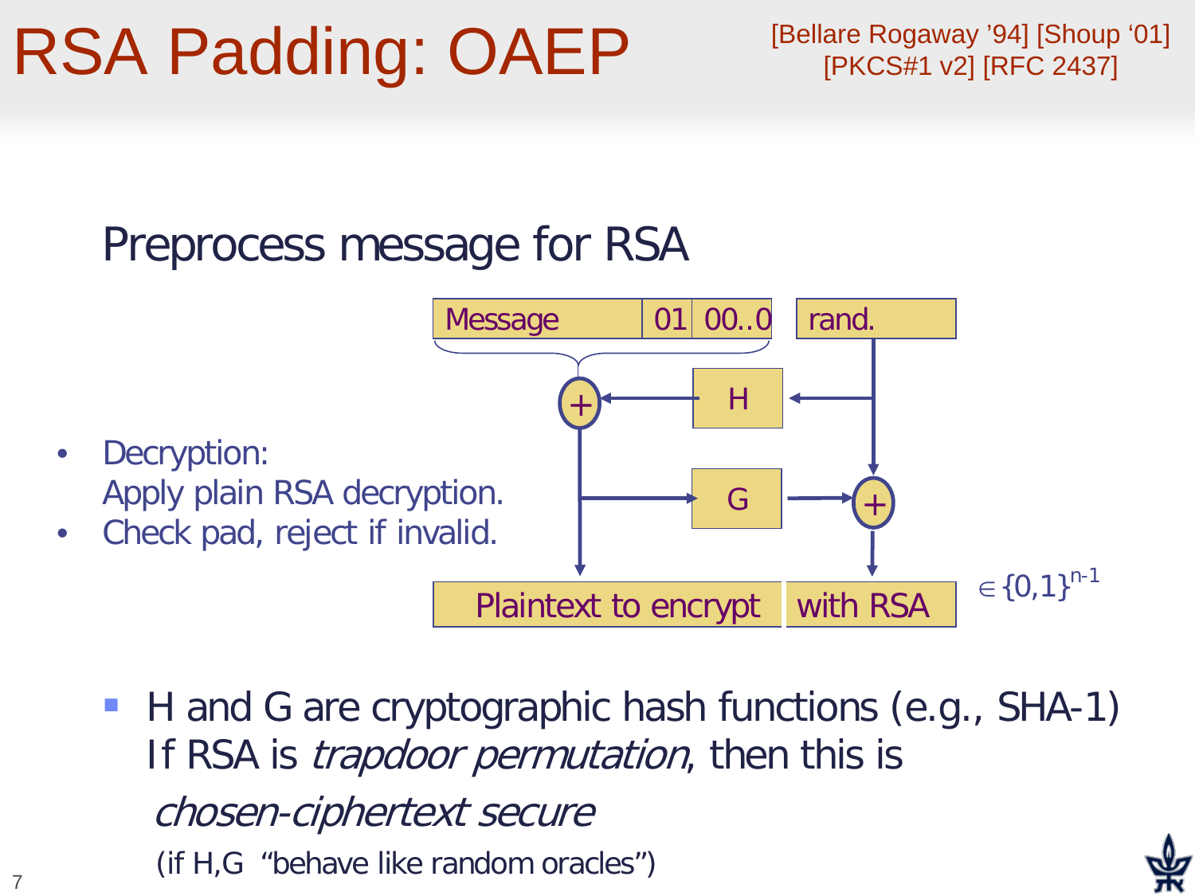# RSA Padding: OAEP

[Bellare Rogaway '94] [Shoup '01] [PKCS#1 v2] [RFC 2437]

## Preprocess message for RSA

Message | 01 | 00..0 | rand.

H

G

Plaintext to encrypt with RSA $\in \{0,1\}^{n-1}$

- Decryption: Apply plain RSA decryption.
- Check pad, reject if invalid.

- H and G are cryptographic hash functions (e.g., SHA-1) If RSA is *trapdoor permutation*, then this is *chosen-ciphertext secure* (if H,G "behave like random oracles")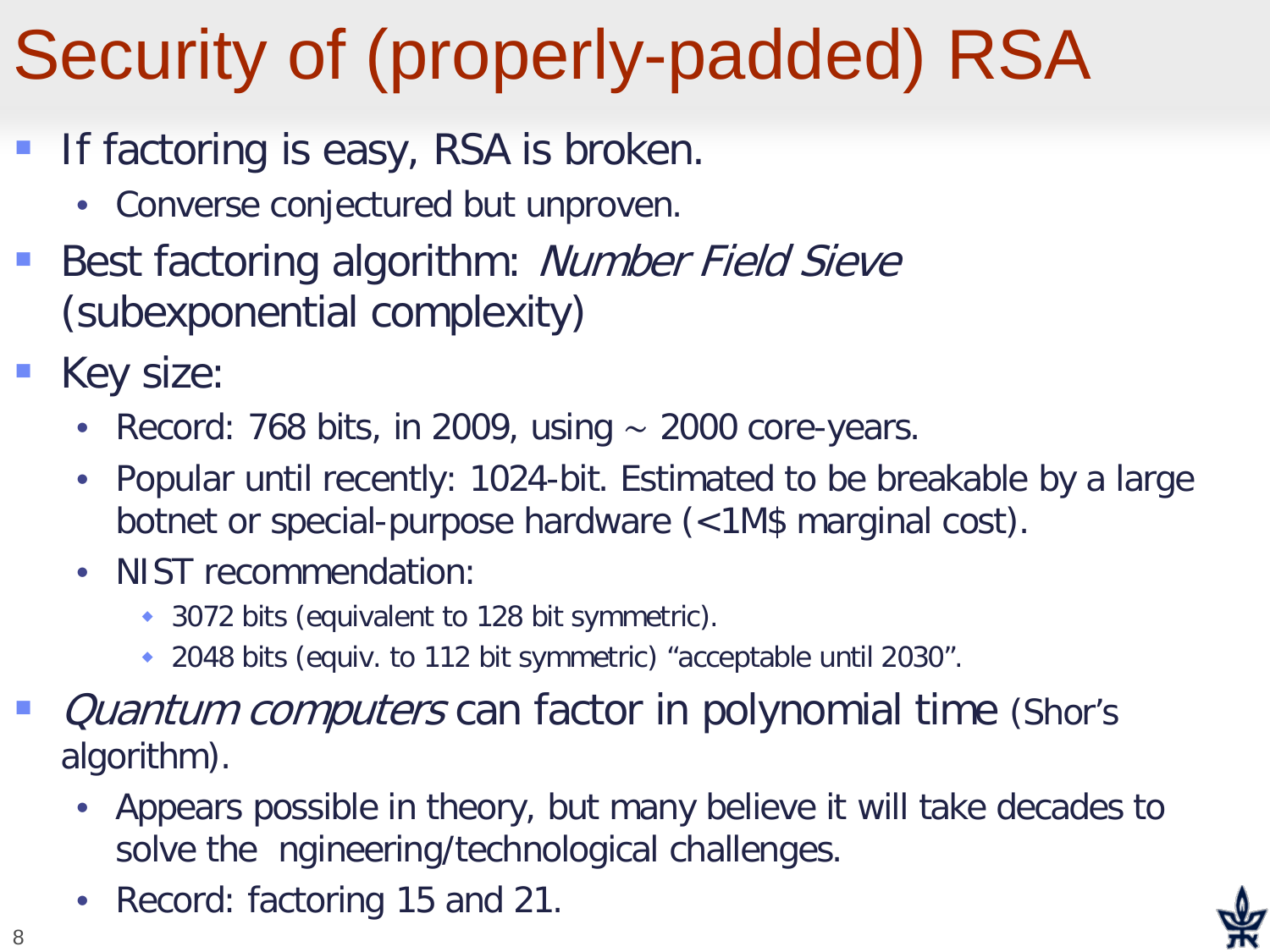# Security of (properly-padded) RSA

- If factoring is easy, RSA is broken.
  - Converse conjectured but unproven.
- Best factoring algorithm: *Number Field Sieve* (subexponential complexity)
- Key size:
  - Record: 768 bits, in 2009, using ~ 2000 core-years.
  - Popular until recently: 1024-bit. Estimated to be breakable by a large botnet or special-purpose hardware (<1M$ marginal cost).
  - NIST recommendation:
    - 3072 bits (equivalent to 128 bit symmetric).
    - 2048 bits (equiv. to 112 bit symmetric) “acceptable until 2030”.
- *Quantum computers* can factor in polynomial time (Shor’s algorithm).
  - Appears possible in theory, but many believe it will take decades to solve the ngineering/technological challenges.
  - Record: factoring 15 and 21.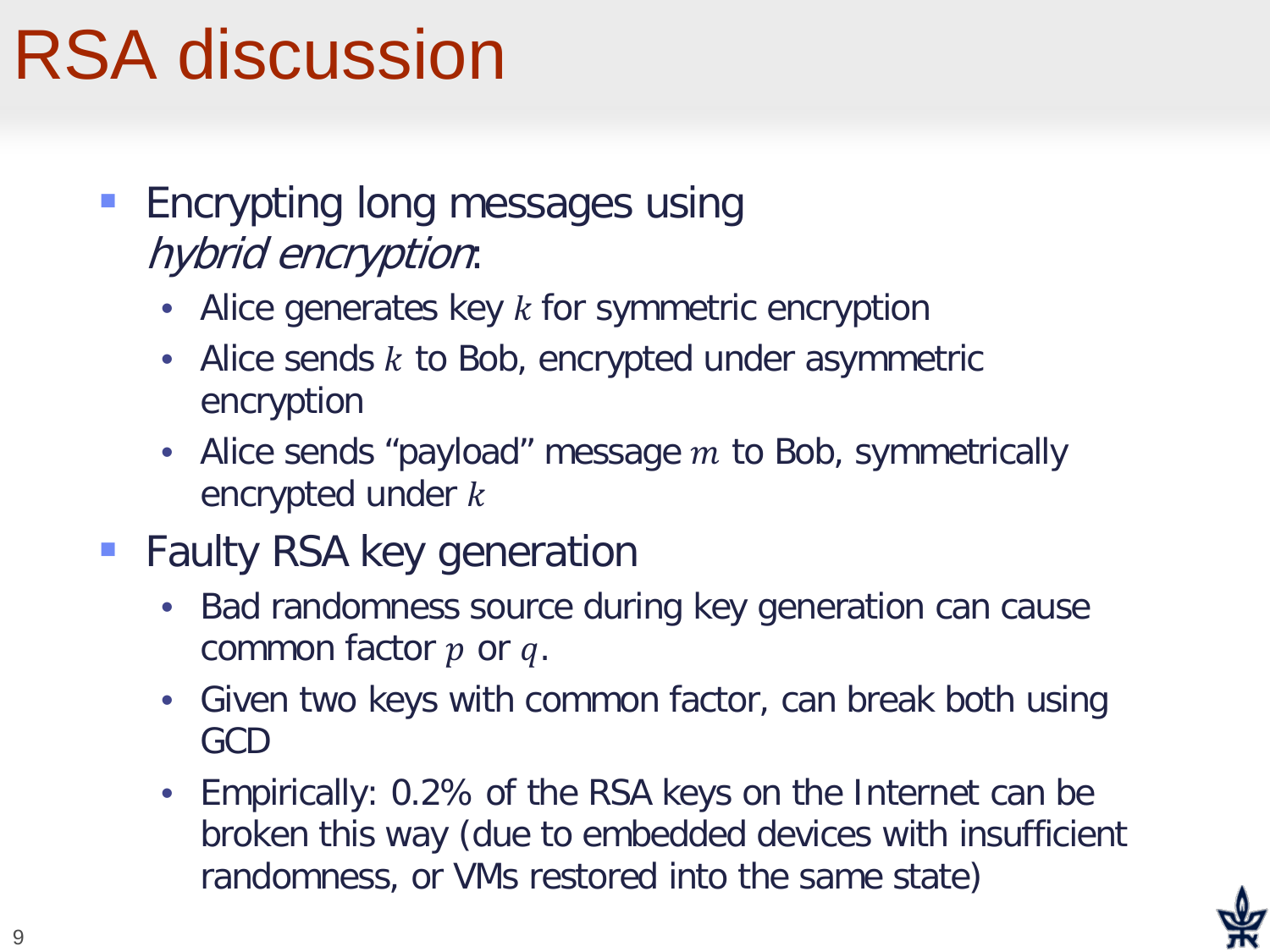# RSA discussion

- Encrypting long messages using *hybrid encryption*:
  - Alice generates key $k$ for symmetric encryption
  - Alice sends $k$ to Bob, encrypted under asymmetric encryption
  - Alice sends "payload" message $m$ to Bob, symmetrically encrypted under $k$
- Faulty RSA key generation
  - Bad randomness source during key generation can cause common factor $p$ or $q$.
  - Given two keys with common factor, can break both using GCD
  - Empirically: 0.2% of the RSA keys on the Internet can be broken this way (due to embedded devices with insufficient randomness, or VMs restored into the same state)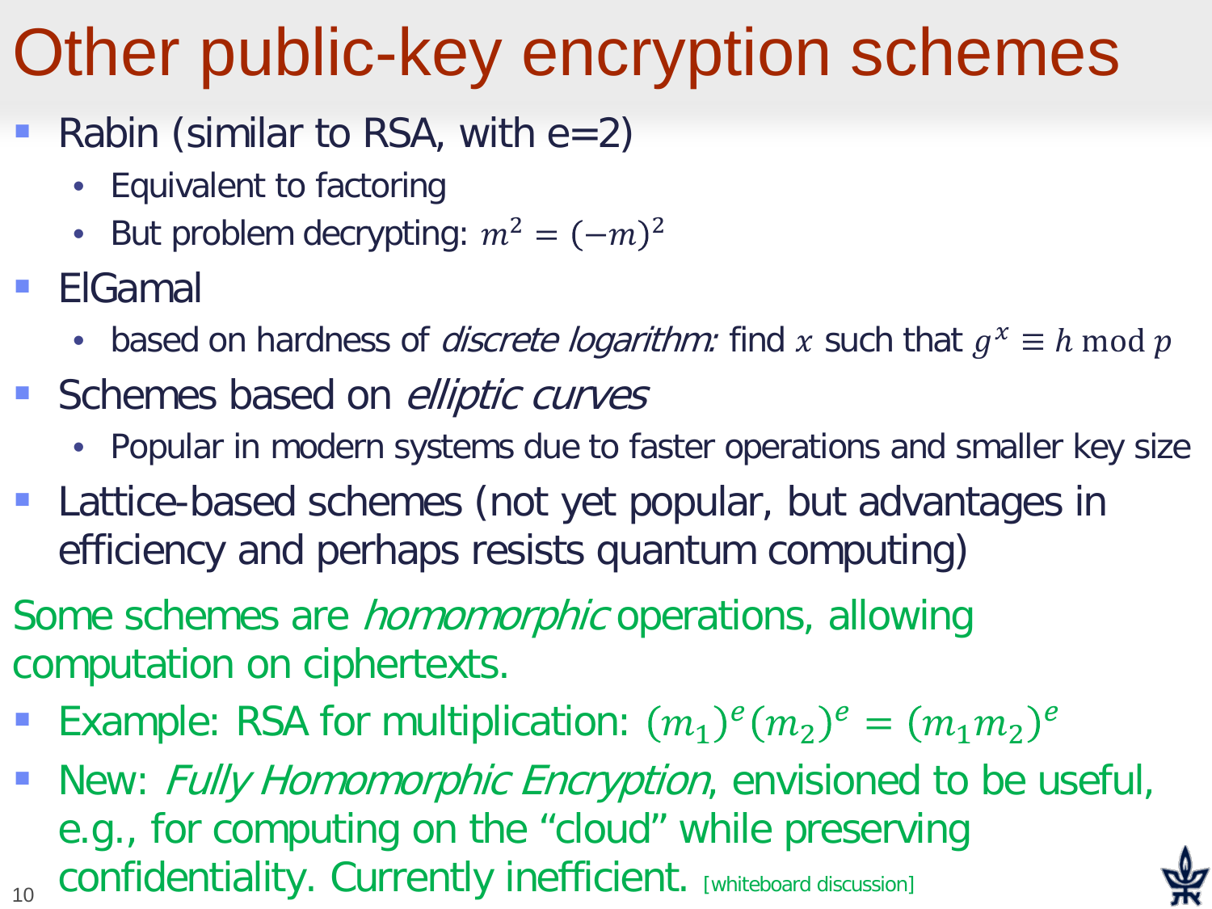# Other public-key encryption schemes

- Rabin (similar to RSA, with e=2)
  - Equivalent to factoring
  - But problem decrypting: $m^2 = (-m)^2$
- ElGamal
  - based on hardness of *discrete logarithm:* find $x$ such that $g^x \equiv h \bmod p$
- Schemes based on *elliptic curves*
  - Popular in modern systems due to faster operations and smaller key size
- Lattice-based schemes (not yet popular, but advantages in efficiency and perhaps resists quantum computing)

Some schemes are *homomorphic* operations, allowing computation on ciphertexts.

- Example: RSA for multiplication: $(m_1)^e(m_2)^e = (m_1 m_2)^e$
- New: *Fully Homomorphic Encryption*, envisioned to be useful, e.g., for computing on the "cloud" while preserving confidentiality. Currently inefficient. [whiteboard discussion]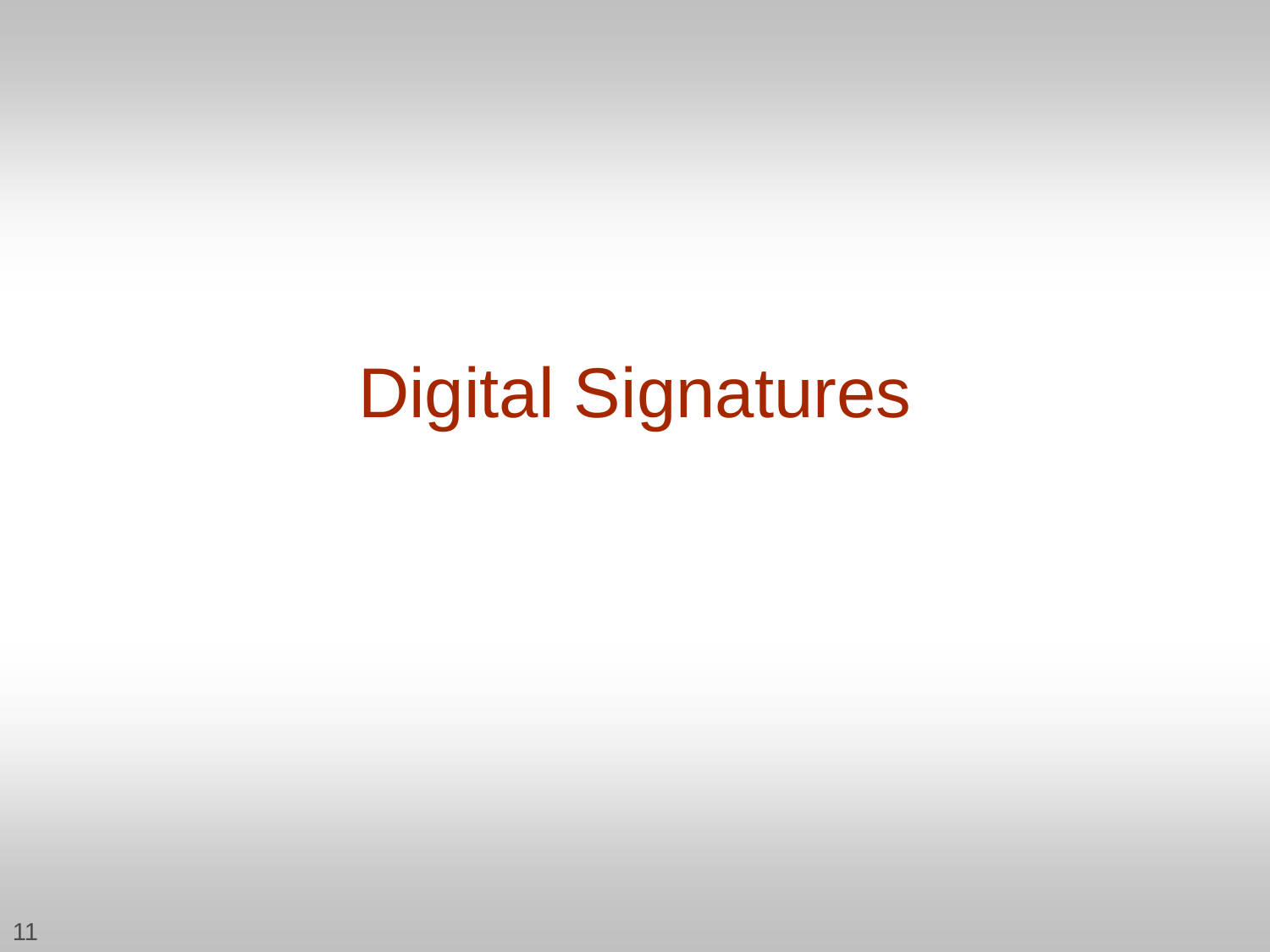# Digital Signatures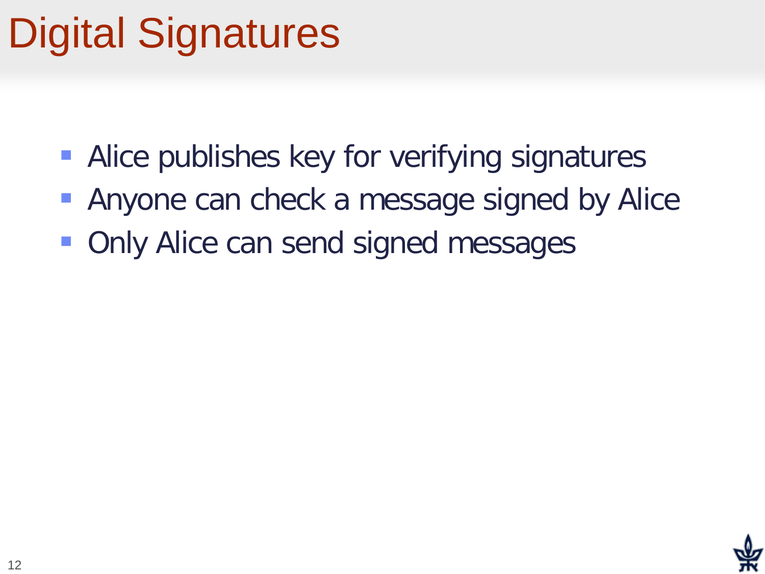# Digital Signatures

- Alice publishes key for verifying signatures
- Anyone can check a message signed by Alice
- Only Alice can send signed messages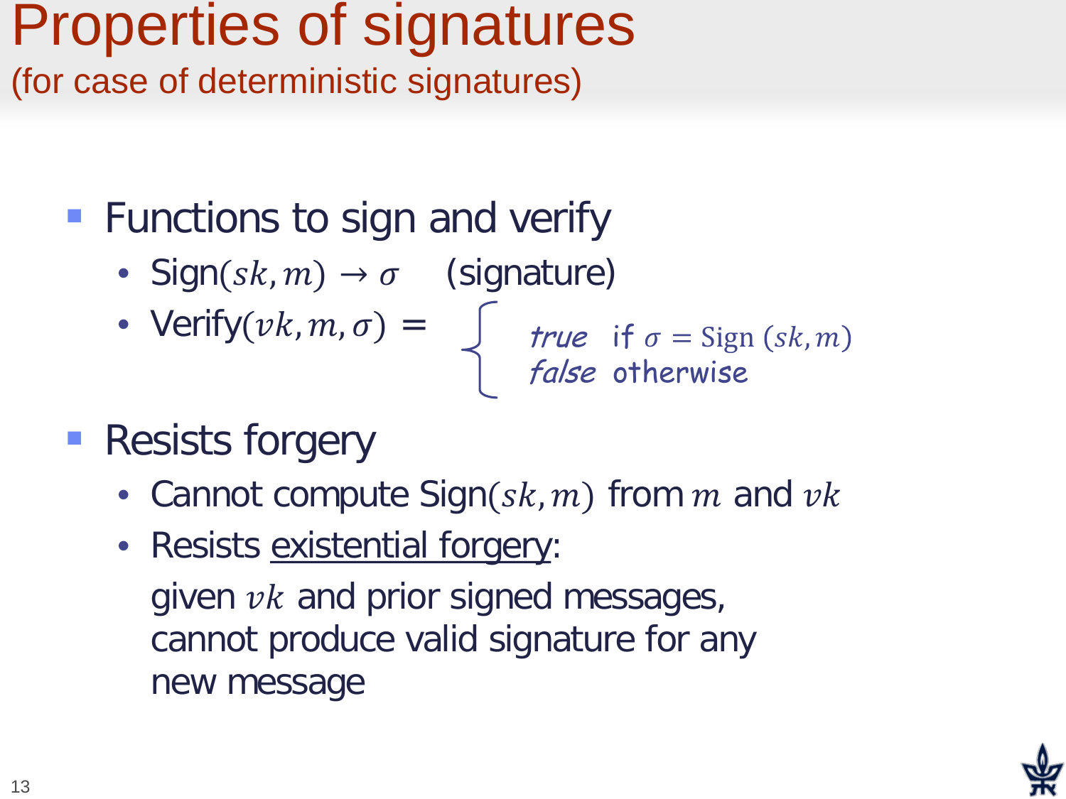# Properties of signatures

(for case of deterministic signatures)

- Functions to sign and verify
  - Sign$(sk, m) \rightarrow \sigma$ (signature)
  - Verify$(vk, m, \sigma)$ = $\begin{cases} \textit{true} & \text{if } \sigma = \text{Sign}(sk, m) \\ \textit{false} & \text{otherwise} \end{cases}$
- Resists forgery
  - Cannot compute Sign$(sk, m)$ from $m$ and $vk$
  - Resists existential forgery:

    given $vk$ and prior signed messages, cannot produce valid signature for any new message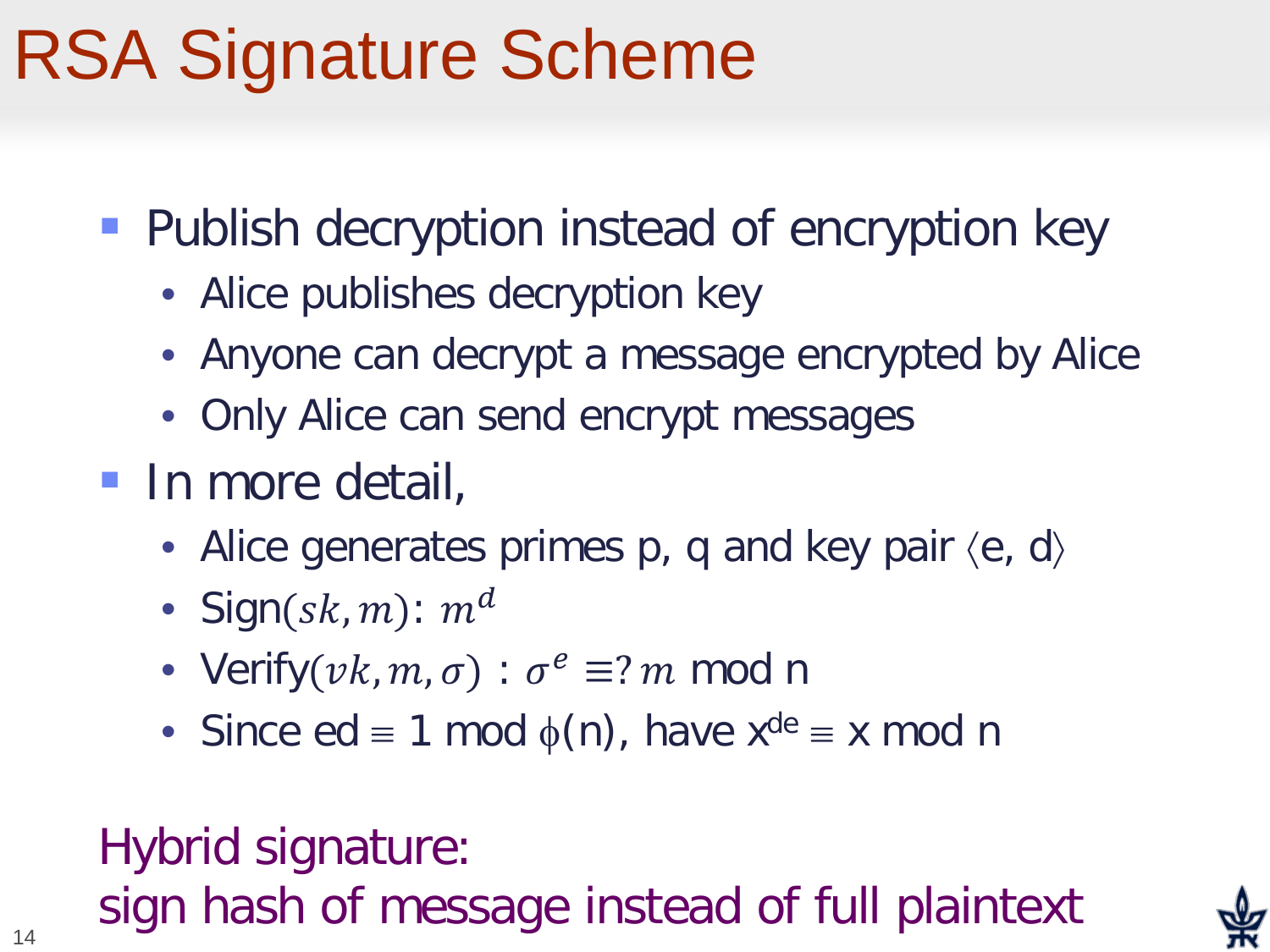# RSA Signature Scheme

- Publish decryption instead of encryption key
  - Alice publishes decryption key
  - Anyone can decrypt a message encrypted by Alice
  - Only Alice can send encrypt messages
- In more detail,
  - Alice generates primes p, q and key pair $\langle e, d \rangle$
  - Sign$(sk, m)$: $m^d$
  - Verify$(vk, m, \sigma)$ : $\sigma^e \equiv ?\, m$ mod n
  - Since $ed \equiv 1 \bmod \phi(n)$, have $x^{de} \equiv x \bmod n$

Hybrid signature:
sign hash of message instead of full plaintext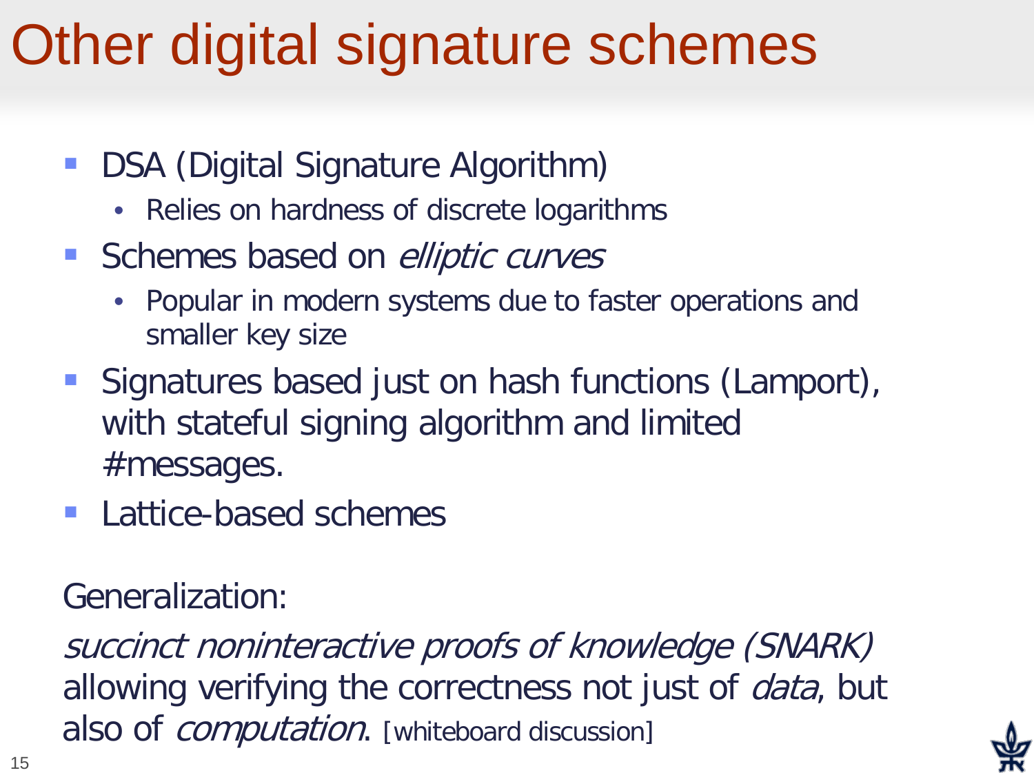# Other digital signature schemes

- DSA (Digital Signature Algorithm)
  - Relies on hardness of discrete logarithms
- Schemes based on *elliptic curves*
  - Popular in modern systems due to faster operations and smaller key size
- Signatures based just on hash functions (Lamport), with stateful signing algorithm and limited #messages.
- Lattice-based schemes

Generalization:

*succinct noninteractive proofs of knowledge (SNARK)* allowing verifying the correctness not just of *data*, but also of *computation*. [whiteboard discussion]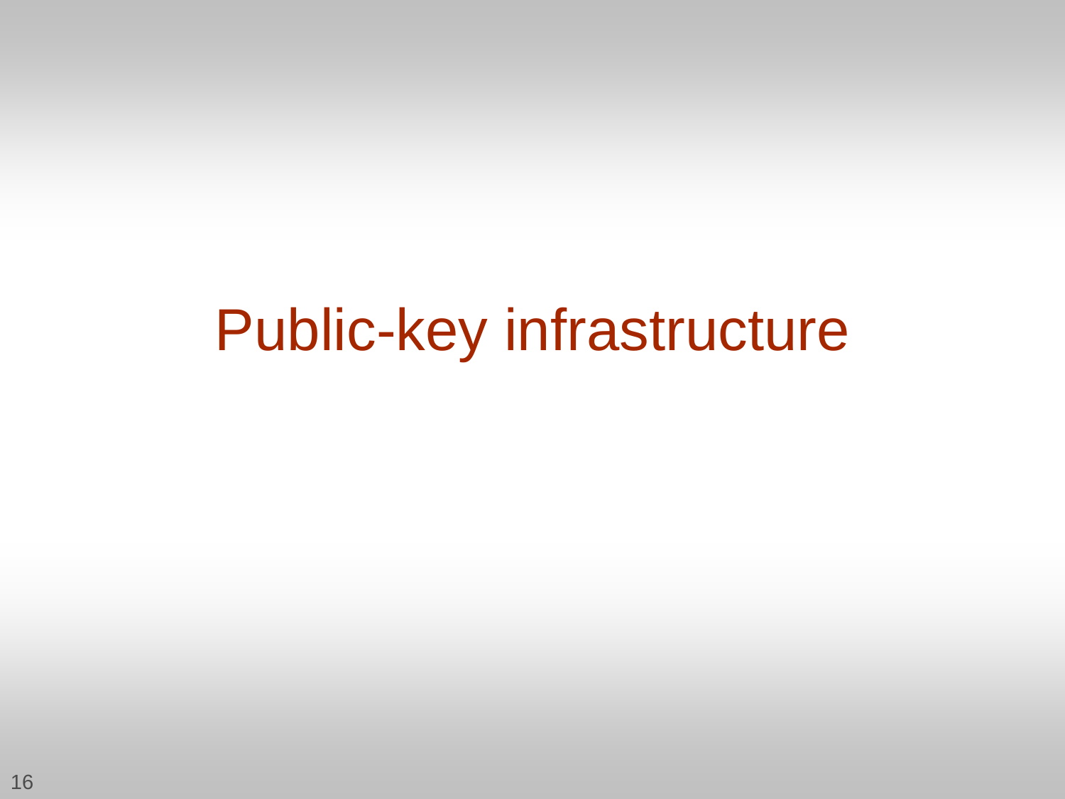# Public-key infrastructure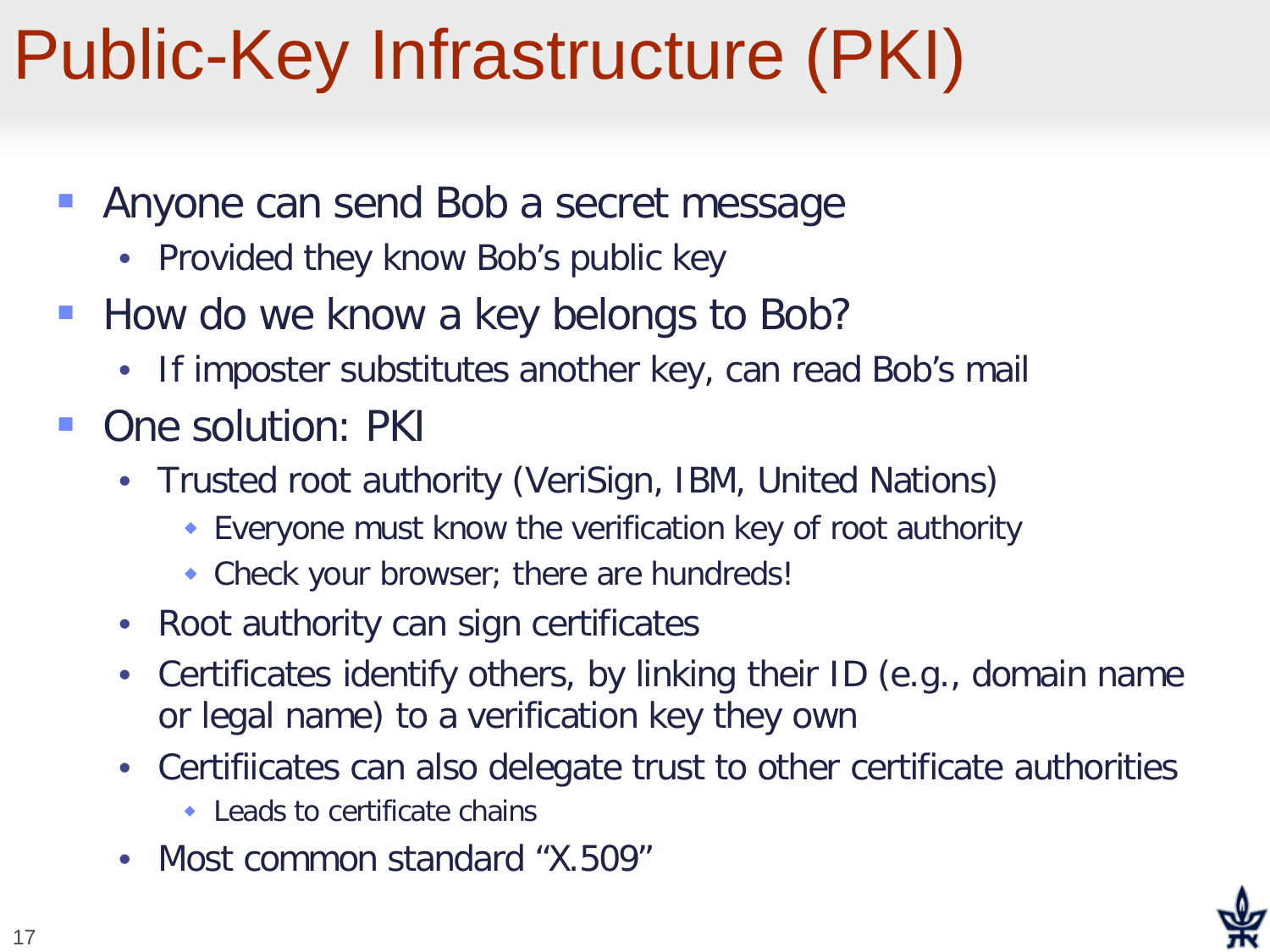# Public-Key Infrastructure (PKI)

- Anyone can send Bob a secret message
  - Provided they know Bob's public key
- How do we know a key belongs to Bob?
  - If imposter substitutes another key, can read Bob's mail
- One solution: PKI
  - Trusted root authority (VeriSign, IBM, United Nations)
    - Everyone must know the verification key of root authority
    - Check your browser; there are hundreds!
  - Root authority can sign certificates
  - Certificates identify others, by linking their ID (e.g., domain name or legal name) to a verification key they own
  - Certifiicates can also delegate trust to other certificate authorities
    - Leads to certificate chains
  - Most common standard "X.509"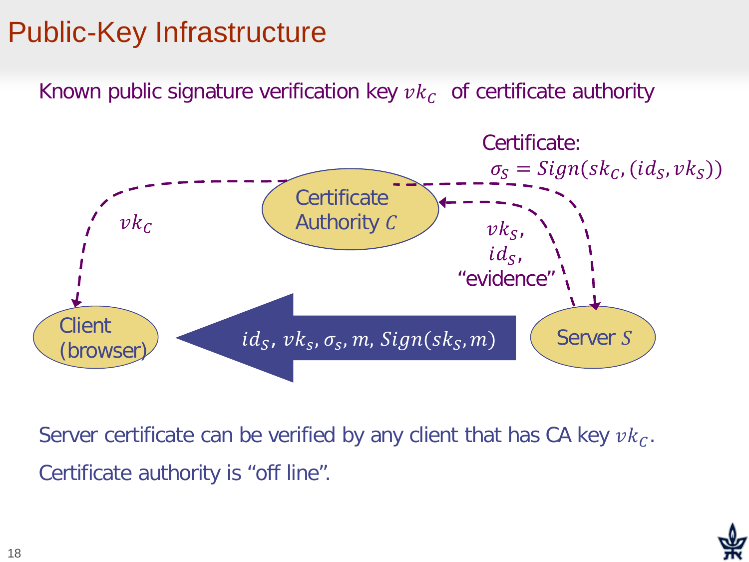# Public-Key Infrastructure

Known public signature verification key $vk_C$ of certificate authority

Certificate:
$\sigma_S = Sign(sk_C, (id_S, vk_S))$

Certificate Authority $C$

$vk_C$

$vk_S$,
$id_S$,
"evidence"

Client (browser)

$id_S$, $vk_s$, $\sigma_s$, $m$, $Sign(sk_S, m)$

Server $S$

Server certificate can be verified by any client that has CA key $vk_C$.

Certificate authority is "off line".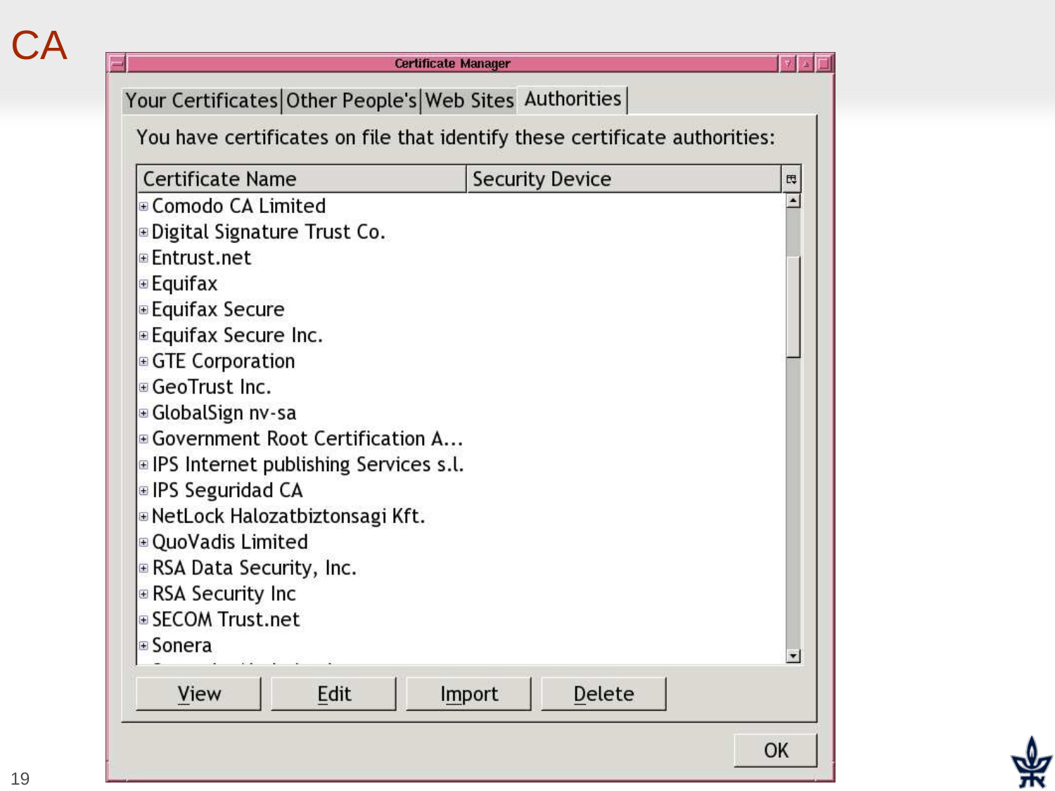# CA

**Certificate Manager**

Your Certificates | Other People's | Web Sites | Authorities

You have certificates on file that identify these certificate authorities:

| Certificate Name | Security Device |
|---|---|
| Comodo CA Limited | |
| Digital Signature Trust Co. | |
| Entrust.net | |
| Equifax | |
| Equifax Secure | |
| Equifax Secure Inc. | |
| GTE Corporation | |
| GeoTrust Inc. | |
| GlobalSign nv-sa | |
| Government Root Certification A... | |
| IPS Internet publishing Services s.l. | |
| IPS Seguridad CA | |
| NetLock Halozatbiztonsagi Kft. | |
| QuoVadis Limited | |
| RSA Data Security, Inc. | |
| RSA Security Inc | |
| SECOM Trust.net | |
| Sonera | |

View | Edit | Import | Delete

OK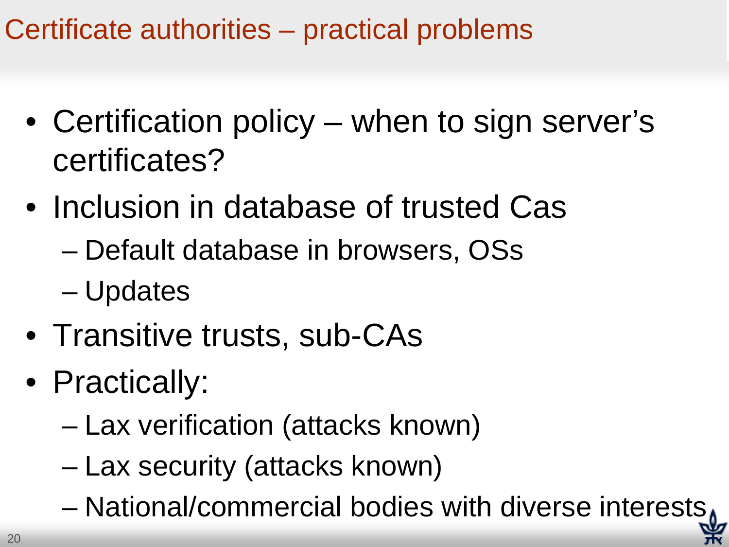# Certificate authorities – practical problems

- Certification policy – when to sign server's certificates?
- Inclusion in database of trusted Cas
  - Default database in browsers, OSs
  - Updates
- Transitive trusts, sub-CAs
- Practically:
  - Lax verification (attacks known)
  - Lax security (attacks known)
  - National/commercial bodies with diverse interests